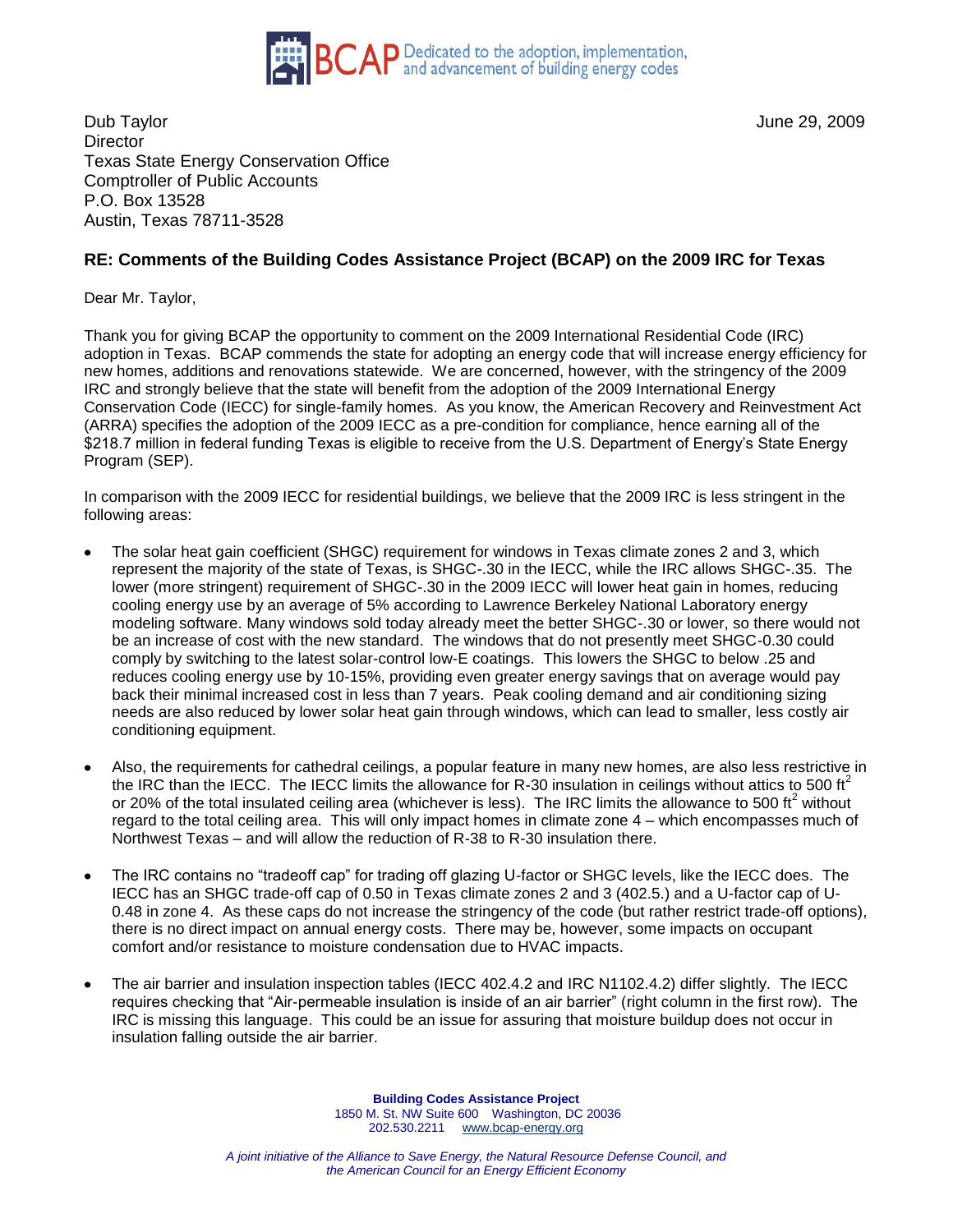BCAP Dedicated to the adoption, implementation, and advancement of building energy codes

Dub Taylor
Director
Texas State Energy Conservation Office
Comptroller of Public Accounts
P.O. Box 13528
Austin, Texas 78711-3528

June 29, 2009

**RE: Comments of the Building Codes Assistance Project (BCAP) on the 2009 IRC for Texas**

Dear Mr. Taylor,

Thank you for giving BCAP the opportunity to comment on the 2009 International Residential Code (IRC) adoption in Texas. BCAP commends the state for adopting an energy code that will increase energy efficiency for new homes, additions and renovations statewide. We are concerned, however, with the stringency of the 2009 IRC and strongly believe that the state will benefit from the adoption of the 2009 International Energy Conservation Code (IECC) for single-family homes. As you know, the American Recovery and Reinvestment Act (ARRA) specifies the adoption of the 2009 IECC as a pre-condition for compliance, hence earning all of the $218.7 million in federal funding Texas is eligible to receive from the U.S. Department of Energy's State Energy Program (SEP).

In comparison with the 2009 IECC for residential buildings, we believe that the 2009 IRC is less stringent in the following areas:

- The solar heat gain coefficient (SHGC) requirement for windows in Texas climate zones 2 and 3, which represent the majority of the state of Texas, is SHGC-.30 in the IECC, while the IRC allows SHGC-.35. The lower (more stringent) requirement of SHGC-.30 in the 2009 IECC will lower heat gain in homes, reducing cooling energy use by an average of 5% according to Lawrence Berkeley National Laboratory energy modeling software. Many windows sold today already meet the better SHGC-.30 or lower, so there would not be an increase of cost with the new standard. The windows that do not presently meet SHGC-0.30 could comply by switching to the latest solar-control low-E coatings. This lowers the SHGC to below .25 and reduces cooling energy use by 10-15%, providing even greater energy savings that on average would pay back their minimal increased cost in less than 7 years. Peak cooling demand and air conditioning sizing needs are also reduced by lower solar heat gain through windows, which can lead to smaller, less costly air conditioning equipment.

- Also, the requirements for cathedral ceilings, a popular feature in many new homes, are also less restrictive in the IRC than the IECC. The IECC limits the allowance for R-30 insulation in ceilings without attics to 500 ft$^2$ or 20% of the total insulated ceiling area (whichever is less). The IRC limits the allowance to 500 ft$^2$ without regard to the total ceiling area. This will only impact homes in climate zone 4 – which encompasses much of Northwest Texas – and will allow the reduction of R-38 to R-30 insulation there.

- The IRC contains no "tradeoff cap" for trading off glazing U-factor or SHGC levels, like the IECC does. The IECC has an SHGC trade-off cap of 0.50 in Texas climate zones 2 and 3 (402.5.) and a U-factor cap of U-0.48 in zone 4. As these caps do not increase the stringency of the code (but rather restrict trade-off options), there is no direct impact on annual energy costs. There may be, however, some impacts on occupant comfort and/or resistance to moisture condensation due to HVAC impacts.

- The air barrier and insulation inspection tables (IECC 402.4.2 and IRC N1102.4.2) differ slightly. The IECC requires checking that "Air-permeable insulation is inside of an air barrier" (right column in the first row). The IRC is missing this language. This could be an issue for assuring that moisture buildup does not occur in insulation falling outside the air barrier.

**Building Codes Assistance Project**
1850 M. St. NW Suite 600 Washington, DC 20036
202.530.2211 www.bcap-energy.org

*A joint initiative of the Alliance to Save Energy, the Natural Resource Defense Council, and the American Council for an Energy Efficient Economy*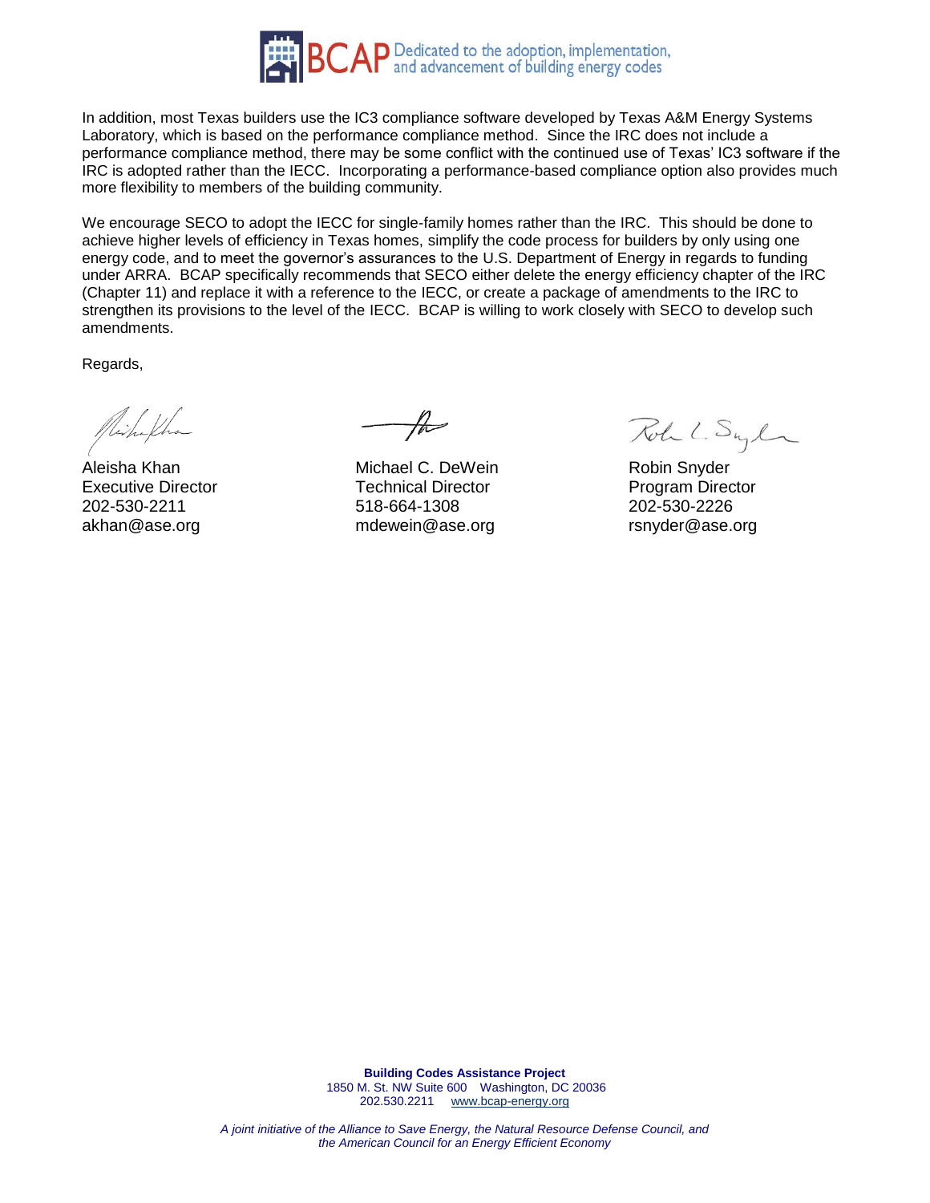In addition, most Texas builders use the IC3 compliance software developed by Texas A&M Energy Systems Laboratory, which is based on the performance compliance method. Since the IRC does not include a performance compliance method, there may be some conflict with the continued use of Texas' IC3 software if the IRC is adopted rather than the IECC. Incorporating a performance-based compliance option also provides much more flexibility to members of the building community.

We encourage SECO to adopt the IECC for single-family homes rather than the IRC. This should be done to achieve higher levels of efficiency in Texas homes, simplify the code process for builders by only using one energy code, and to meet the governor's assurances to the U.S. Department of Energy in regards to funding under ARRA. BCAP specifically recommends that SECO either delete the energy efficiency chapter of the IRC (Chapter 11) and replace it with a reference to the IECC, or create a package of amendments to the IRC to strengthen its provisions to the level of the IECC. BCAP is willing to work closely with SECO to develop such amendments.

Regards,

| | | |
|---|---|---|
| Aleisha Khan | Michael C. DeWein | Robin Snyder |
| Executive Director | Technical Director | Program Director |
| 202-530-2211 | 518-664-1308 | 202-530-2226 |
| akhan@ase.org | mdewein@ase.org | rsnyder@ase.org |

**Building Codes Assistance Project**
1850 M. St. NW Suite 600 Washington, DC 20036
202.530.2211 www.bcap-energy.org

*A joint initiative of the Alliance to Save Energy, the Natural Resource Defense Council, and the American Council for an Energy Efficient Economy*